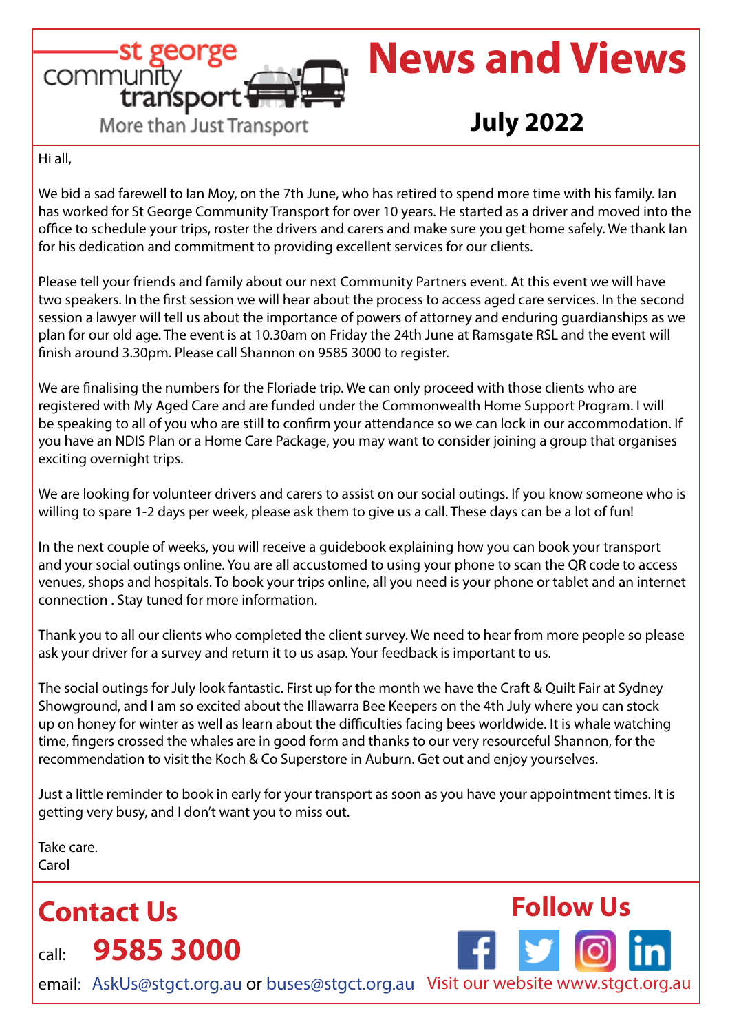st george community transport

More than Just Transport

# News and Views

## July 2022

Hi all,

We bid a sad farewell to Ian Moy, on the 7th June, who has retired to spend more time with his family. Ian has worked for St George Community Transport for over 10 years. He started as a driver and moved into the office to schedule your trips, roster the drivers and carers and make sure you get home safely. We thank Ian for his dedication and commitment to providing excellent services for our clients.

Please tell your friends and family about our next Community Partners event. At this event we will have two speakers. In the first session we will hear about the process to access aged care services. In the second session a lawyer will tell us about the importance of powers of attorney and enduring guardianships as we plan for our old age. The event is at 10.30am on Friday the 24th June at Ramsgate RSL and the event will finish around 3.30pm. Please call Shannon on 9585 3000 to register.

We are finalising the numbers for the Floriade trip. We can only proceed with those clients who are registered with My Aged Care and are funded under the Commonwealth Home Support Program. I will be speaking to all of you who are still to confirm your attendance so we can lock in our accommodation. If you have an NDIS Plan or a Home Care Package, you may want to consider joining a group that organises exciting overnight trips.

We are looking for volunteer drivers and carers to assist on our social outings. If you know someone who is willing to spare 1-2 days per week, please ask them to give us a call. These days can be a lot of fun!

In the next couple of weeks, you will receive a guidebook explaining how you can book your transport and your social outings online. You are all accustomed to using your phone to scan the QR code to access venues, shops and hospitals. To book your trips online, all you need is your phone or tablet and an internet connection . Stay tuned for more information.

Thank you to all our clients who completed the client survey. We need to hear from more people so please ask your driver for a survey and return it to us asap. Your feedback is important to us.

The social outings for July look fantastic. First up for the month we have the Craft & Quilt Fair at Sydney Showground, and I am so excited about the Illawarra Bee Keepers on the 4th July where you can stock up on honey for winter as well as learn about the difficulties facing bees worldwide. It is whale watching time, fingers crossed the whales are in good form and thanks to our very resourceful Shannon, for the recommendation to visit the Koch & Co Superstore in Auburn. Get out and enjoy yourselves.

Just a little reminder to book in early for your transport as soon as you have your appointment times. It is getting very busy, and I don't want you to miss out.

Take care.
Carol

## Contact Us

call: **9585 3000**

email: AskUs@stgct.org.au or buses@stgct.org.au

## Follow Us

Visit our website www.stgct.org.au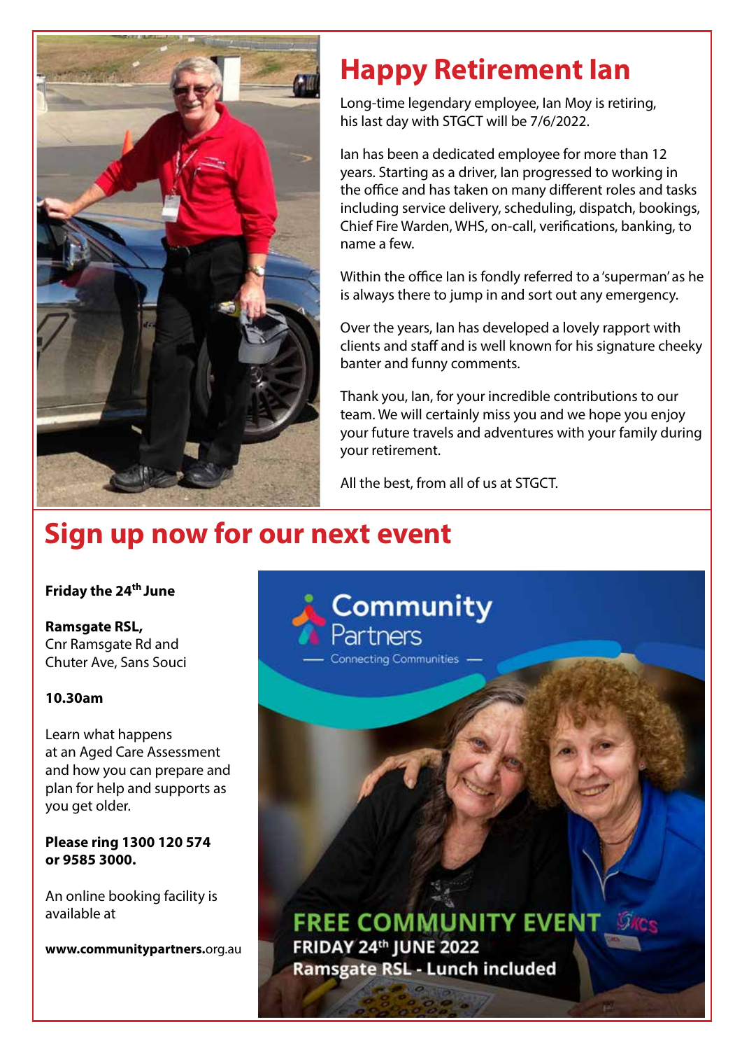# Happy Retirement Ian

Long-time legendary employee, Ian Moy is retiring, his last day with STGCT will be 7/6/2022.

Ian has been a dedicated employee for more than 12 years. Starting as a driver, Ian progressed to working in the office and has taken on many different roles and tasks including service delivery, scheduling, dispatch, bookings, Chief Fire Warden, WHS, on-call, verifications, banking, to name a few.

Within the office Ian is fondly referred to a 'superman' as he is always there to jump in and sort out any emergency.

Over the years, Ian has developed a lovely rapport with clients and staff and is well known for his signature cheeky banter and funny comments.

Thank you, Ian, for your incredible contributions to our team. We will certainly miss you and we hope you enjoy your future travels and adventures with your family during your retirement.

All the best, from all of us at STGCT.

# Sign up now for our next event

**Friday the 24th June**

**Ramsgate RSL,**
Cnr Ramsgate Rd and Chuter Ave, Sans Souci

**10.30am**

Learn what happens at an Aged Care Assessment and how you can prepare and plan for help and supports as you get older.

**Please ring 1300 120 574 or 9585 3000.**

An online booking facility is available at

**www.communitypartners.**org.au

Community Partners
— Connecting Communities —

FREE COMMUNITY EVENT
FRIDAY 24th JUNE 2022
Ramsgate RSL - Lunch included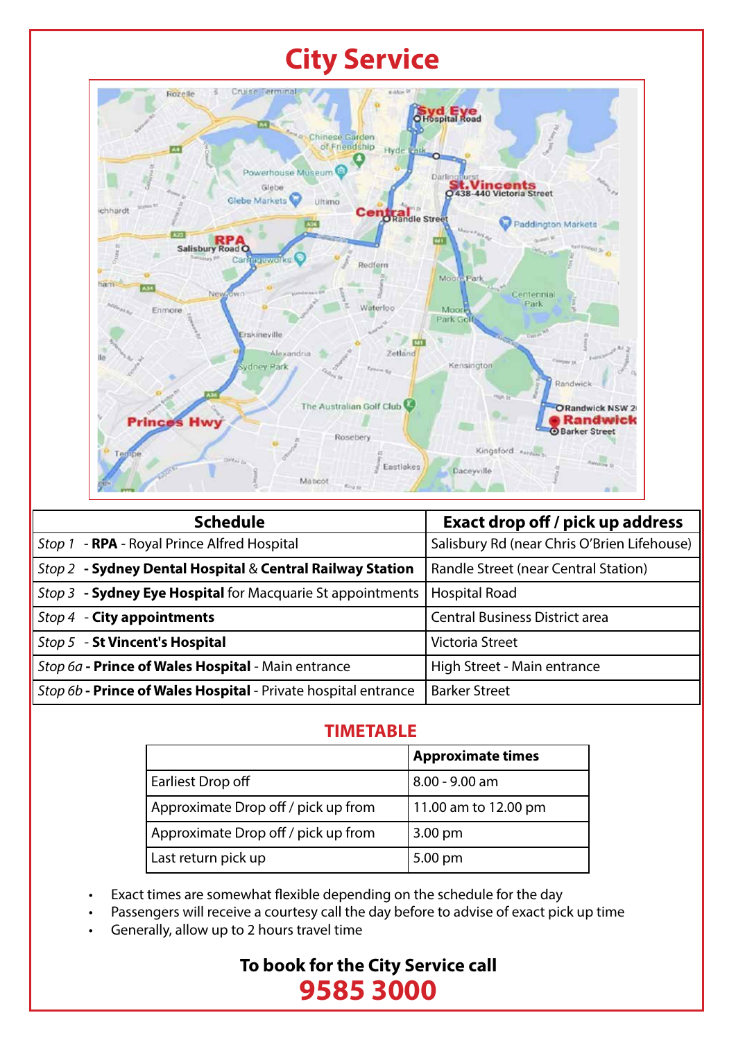# City Service

| Schedule | Exact drop off / pick up address |
|---|---|
| *Stop 1* - **RPA** - Royal Prince Alfred Hospital | Salisbury Rd (near Chris O'Brien Lifehouse) |
| *Stop 2* - **Sydney Dental Hospital** & **Central Railway Station** | Randle Street (near Central Station) |
| *Stop 3* - **Sydney Eye Hospital** for Macquarie St appointments | Hospital Road |
| *Stop 4* - **City appointments** | Central Business District area |
| *Stop 5* - **St Vincent's Hospital** | Victoria Street |
| *Stop 6a* - **Prince of Wales Hospital** - Main entrance | High Street - Main entrance |
| *Stop 6b* - **Prince of Wales Hospital** - Private hospital entrance | Barker Street |

## TIMETABLE

| | Approximate times |
|---|---|
| Earliest Drop off | 8.00 - 9.00 am |
| Approximate Drop off / pick up from | 11.00 am to 12.00 pm |
| Approximate Drop off / pick up from | 3.00 pm |
| Last return pick up | 5.00 pm |

- Exact times are somewhat flexible depending on the schedule for the day
- Passengers will receive a courtesy call the day before to advise of exact pick up time
- Generally, allow up to 2 hours travel time

**To book for the City Service call**

**9585 3000**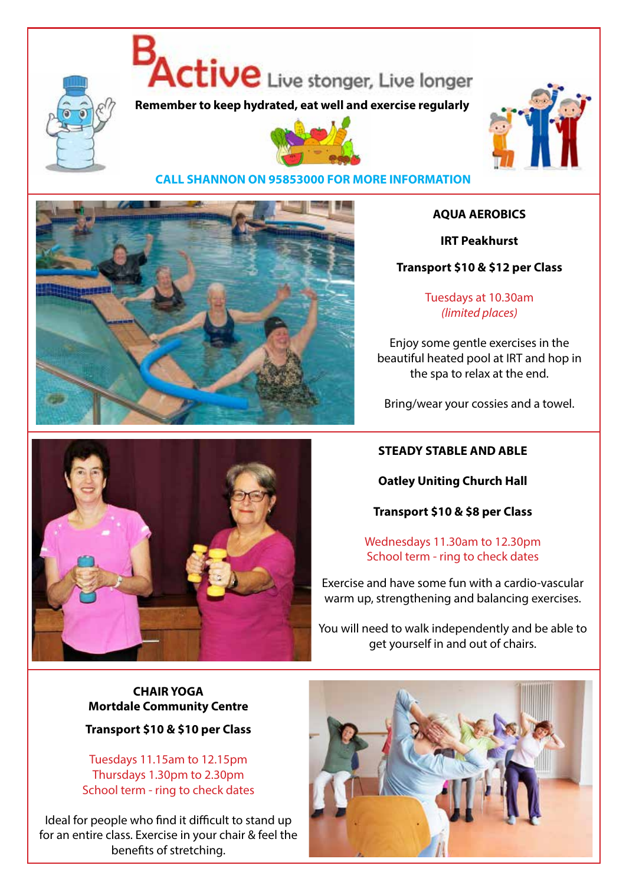# BActive Live stonger, Live longer

**Remember to keep hydrated, eat well and exercise regularly**

**CALL SHANNON ON 95853000 FOR MORE INFORMATION**

## AQUA AEROBICS

**IRT Peakhurst**

**Transport $10 & $12 per Class**

Tuesdays at 10.30am
*(limited places)*

Enjoy some gentle exercises in the beautiful heated pool at IRT and hop in the spa to relax at the end.

Bring/wear your cossies and a towel.

## STEADY STABLE AND ABLE

**Oatley Uniting Church Hall**

**Transport $10 & $8 per Class**

Wednesdays 11.30am to 12.30pm
School term - ring to check dates

Exercise and have some fun with a cardio-vascular warm up, strengthening and balancing exercises.

You will need to walk independently and be able to get yourself in and out of chairs.

## CHAIR YOGA

**Mortdale Community Centre**

**Transport $10 & $10 per Class**

Tuesdays 11.15am to 12.15pm
Thursdays 1.30pm to 2.30pm
School term - ring to check dates

Ideal for people who find it difficult to stand up for an entire class. Exercise in your chair & feel the benefits of stretching.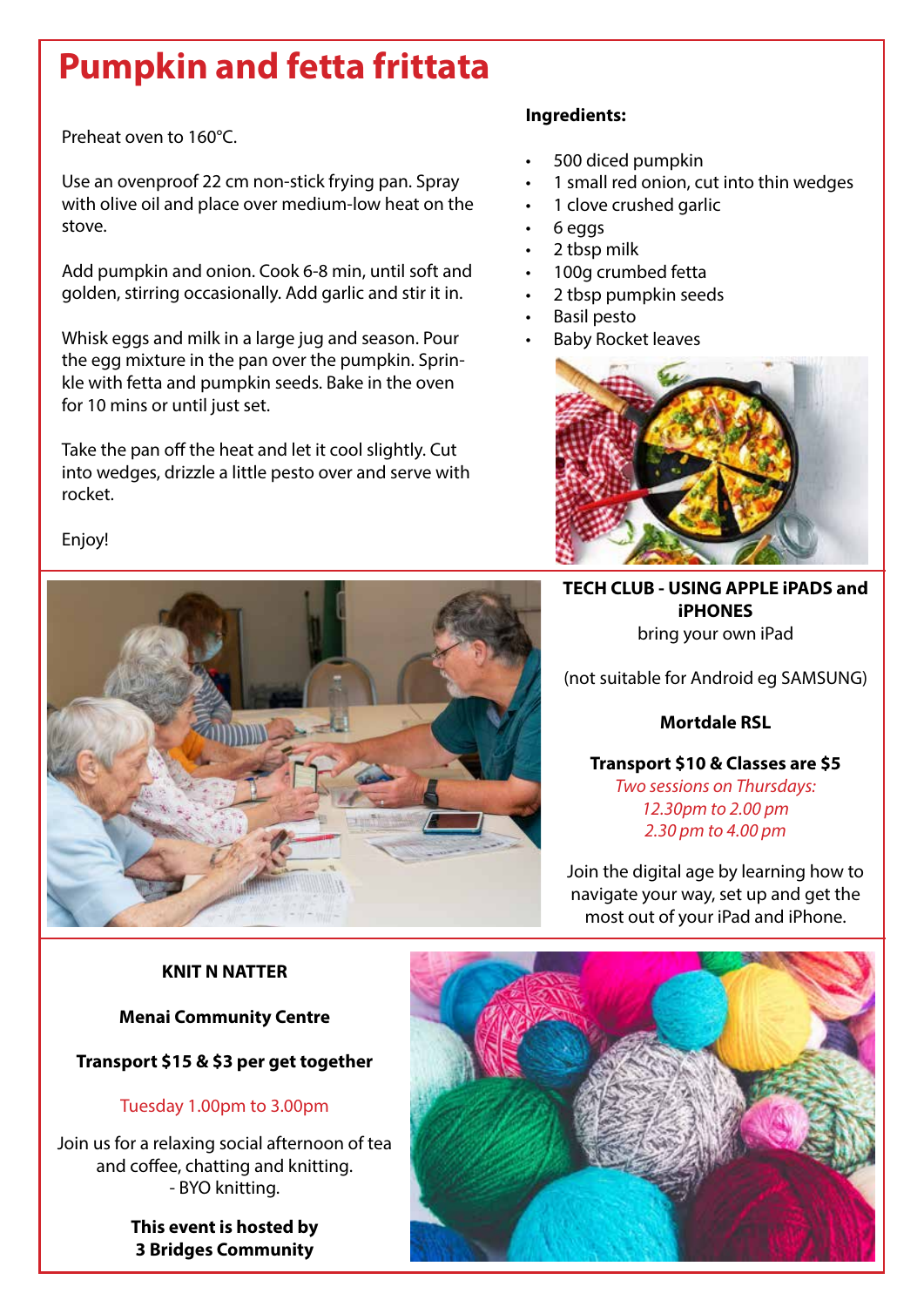# Pumpkin and fetta frittata

Preheat oven to 160°C.

Use an ovenproof 22 cm non-stick frying pan. Spray with olive oil and place over medium-low heat on the stove.

Add pumpkin and onion. Cook 6-8 min, until soft and golden, stirring occasionally. Add garlic and stir it in.

Whisk eggs and milk in a large jug and season. Pour the egg mixture in the pan over the pumpkin. Sprinkle with fetta and pumpkin seeds. Bake in the oven for 10 mins or until just set.

Take the pan off the heat and let it cool slightly. Cut into wedges, drizzle a little pesto over and serve with rocket.

Enjoy!

**Ingredients:**

- 500 diced pumpkin
- 1 small red onion, cut into thin wedges
- 1 clove crushed garlic
- 6 eggs
- 2 tbsp milk
- 100g crumbed fetta
- 2 tbsp pumpkin seeds
- Basil pesto
- Baby Rocket leaves

**TECH CLUB - USING APPLE iPADS and iPHONES**

bring your own iPad

(not suitable for Android eg SAMSUNG)

**Mortdale RSL**

**Transport $10 & Classes are $5**

*Two sessions on Thursdays:*
*12.30pm to 2.00 pm*
*2.30 pm to 4.00 pm*

Join the digital age by learning how to navigate your way, set up and get the most out of your iPad and iPhone.

**KNIT N NATTER**

**Menai Community Centre**

**Transport $15 & $3 per get together**

Tuesday 1.00pm to 3.00pm

Join us for a relaxing social afternoon of tea and coffee, chatting and knitting.
- BYO knitting.

**This event is hosted by 3 Bridges Community**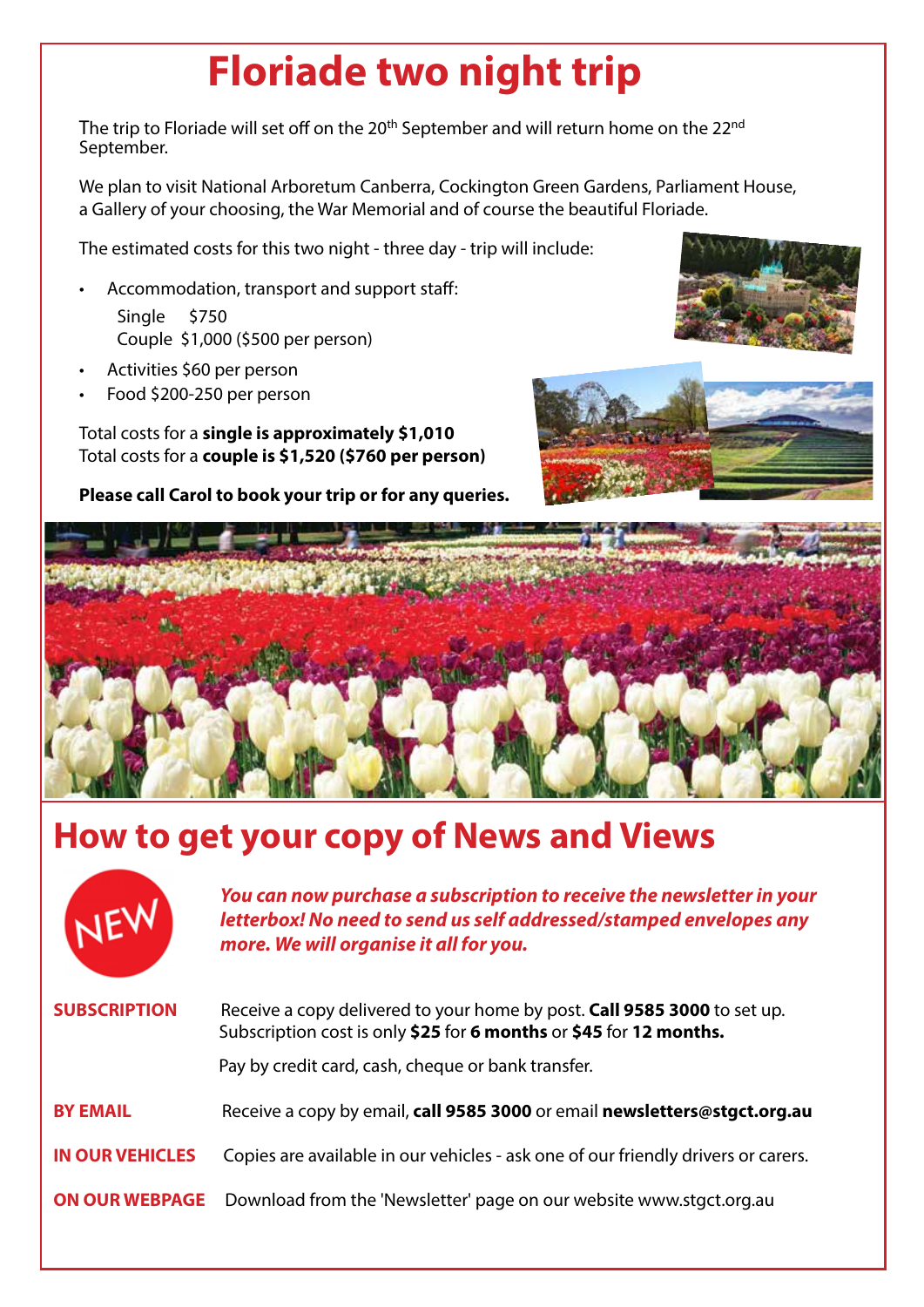# Floriade two night trip

The trip to Floriade will set off on the 20th September and will return home on the 22nd September.

We plan to visit National Arboretum Canberra, Cockington Green Gardens, Parliament House, a Gallery of your choosing, the War Memorial and of course the beautiful Floriade.

The estimated costs for this two night - three day - trip will include:

- Accommodation, transport and support staff:
  Single $750
  Couple $1,000 ($500 per person)
- Activities $60 per person
- Food $200-250 per person

Total costs for a **single is approximately $1,010**
Total costs for a **couple is $1,520 ($760 per person)**

**Please call Carol to book your trip or for any queries.**

# How to get your copy of News and Views

NEW

***You can now purchase a subscription to receive the newsletter in your letterbox! No need to send us self addressed/stamped envelopes any more. We will organise it all for you.***

**SUBSCRIPTION** Receive a copy delivered to your home by post. **Call 9585 3000** to set up. Subscription cost is only **$25** for **6 months** or **$45** for **12 months.**

Pay by credit card, cash, cheque or bank transfer.

**BY EMAIL** Receive a copy by email, **call 9585 3000** or email **newsletters@stgct.org.au**

**IN OUR VEHICLES** Copies are available in our vehicles - ask one of our friendly drivers or carers.

**ON OUR WEBPAGE** Download from the 'Newsletter' page on our website www.stgct.org.au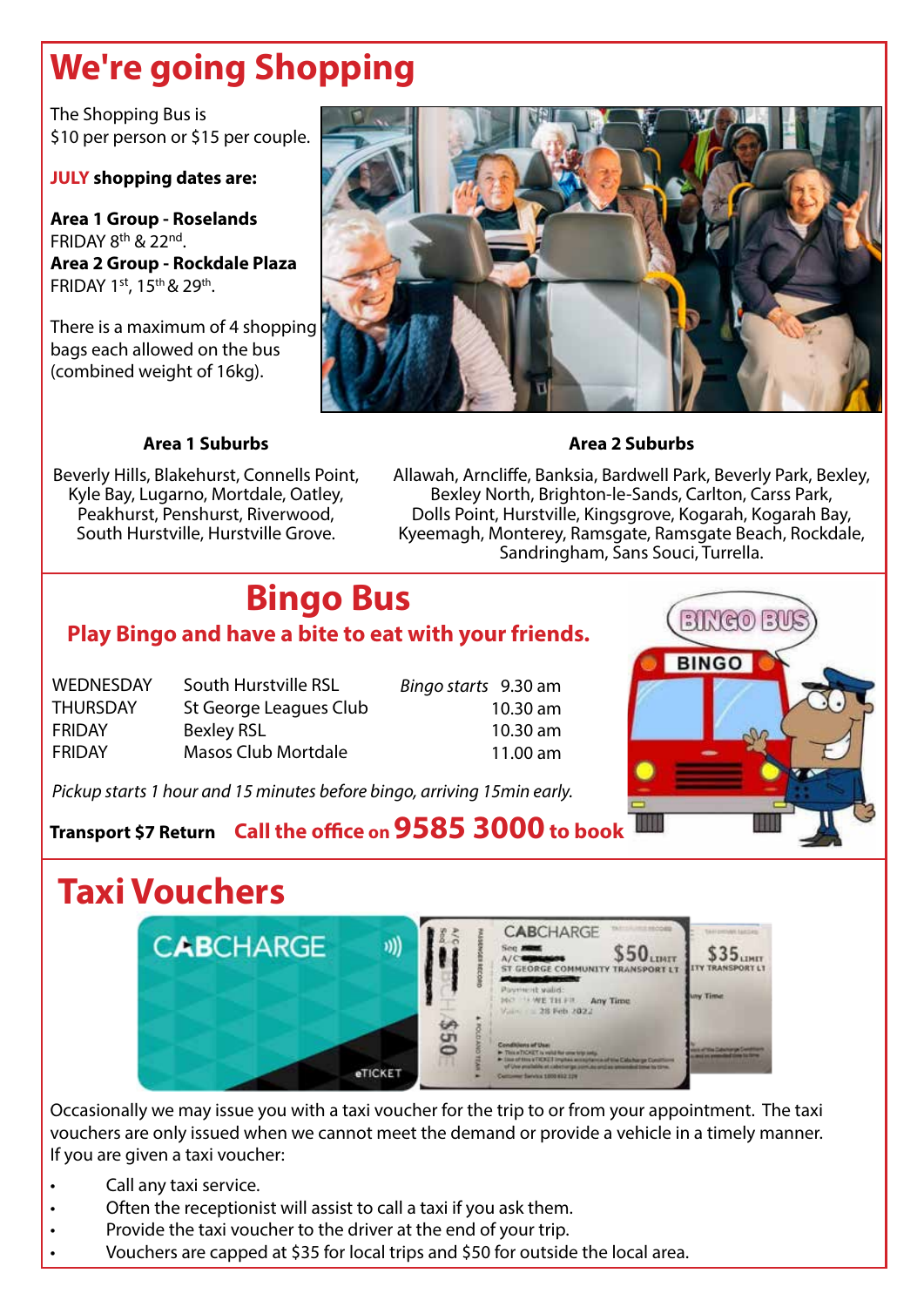# We're going Shopping

The Shopping Bus is $10 per person or $15 per couple.

**JULY shopping dates are:**

**Area 1 Group - Roselands**
FRIDAY 8th & 22nd.
**Area 2 Group - Rockdale Plaza**
FRIDAY 1st, 15th & 29th.

There is a maximum of 4 shopping bags each allowed on the bus (combined weight of 16kg).

**Area 1 Suburbs**

Beverly Hills, Blakehurst, Connells Point, Kyle Bay, Lugarno, Mortdale, Oatley, Peakhurst, Penshurst, Riverwood, South Hurstville, Hurstville Grove.

**Area 2 Suburbs**

Allawah, Arncliffe, Banksia, Bardwell Park, Beverly Park, Bexley, Bexley North, Brighton-le-Sands, Carlton, Carss Park, Dolls Point, Hurstville, Kingsgrove, Kogarah, Kogarah Bay, Kyeemagh, Monterey, Ramsgate, Ramsgate Beach, Rockdale, Sandringham, Sans Souci, Turrella.

# Bingo Bus

**Play Bingo and have a bite to eat with your friends.**

| | | |
|---|---|---|
| WEDNESDAY | South Hurstville RSL | *Bingo starts* 9.30 am |
| THURSDAY | St George Leagues Club | 10.30 am |
| FRIDAY | Bexley RSL | 10.30 am |
| FRIDAY | Masos Club Mortdale | 11.00 am |

*Pickup starts 1 hour and 15 minutes before bingo, arriving 15min early.*

**Transport $7 Return** **Call the office on 9585 3000 to book**

# Taxi Vouchers

Occasionally we may issue you with a taxi voucher for the trip to or from your appointment. The taxi vouchers are only issued when we cannot meet the demand or provide a vehicle in a timely manner. If you are given a taxi voucher:

- Call any taxi service.
- Often the receptionist will assist to call a taxi if you ask them.
- Provide the taxi voucher to the driver at the end of your trip.
- Vouchers are capped at $35 for local trips and $50 for outside the local area.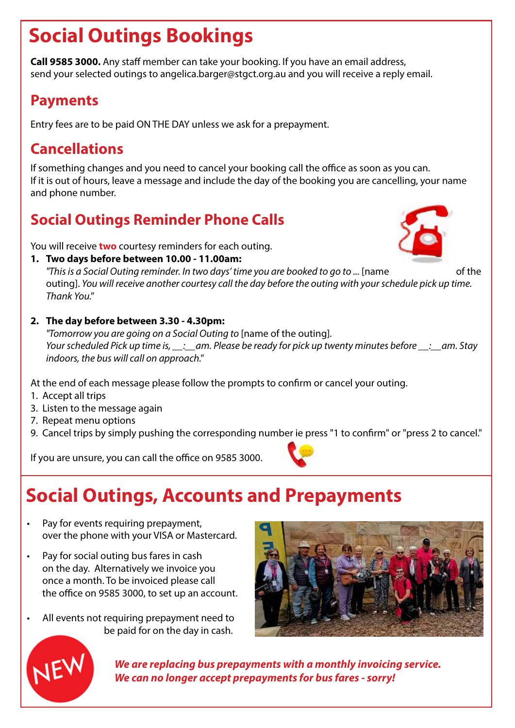# Social Outings Bookings

**Call 9585 3000.** Any staff member can take your booking. If you have an email address, send your selected outings to angelica.barger@stgct.org.au and you will receive a reply email.

## Payments

Entry fees are to be paid ON THE DAY unless we ask for a prepayment.

## Cancellations

If something changes and you need to cancel your booking call the office as soon as you can. If it is out of hours, leave a message and include the day of the booking you are cancelling, your name and phone number.

## Social Outings Reminder Phone Calls

You will receive **two** courtesy reminders for each outing.

1. **Two days before between 10.00 - 11.00am:**
   *"This is a Social Outing reminder. In two days' time you are booked to go to ...* [name of the outing]. *You will receive another courtesy call the day before the outing with your schedule pick up time. Thank You."*

2. **The day before between 3.30 - 4.30pm:**
   *"Tomorrow you are going on a Social Outing to* [name of the outing].
   *Your scheduled Pick up time is, __:__am. Please be ready for pick up twenty minutes before __:__am. Stay indoors, the bus will call on approach."*

At the end of each message please follow the prompts to confirm or cancel your outing.

1. Accept all trips
3. Listen to the message again
7. Repeat menu options
9. Cancel trips by simply pushing the corresponding number ie press "1 to confirm" or "press 2 to cancel."

If you are unsure, you can call the office on 9585 3000.

# Social Outings, Accounts and Prepayments

- Pay for events requiring prepayment, over the phone with your VISA or Mastercard.
- Pay for social outing bus fares in cash on the day. Alternatively we invoice you once a month. To be invoiced please call the office on 9585 3000, to set up an account.
- All events not requiring prepayment need to be paid for on the day in cash.

NEW

***We are replacing bus prepayments with a monthly invoicing service.***
***We can no longer accept prepayments for bus fares - sorry!***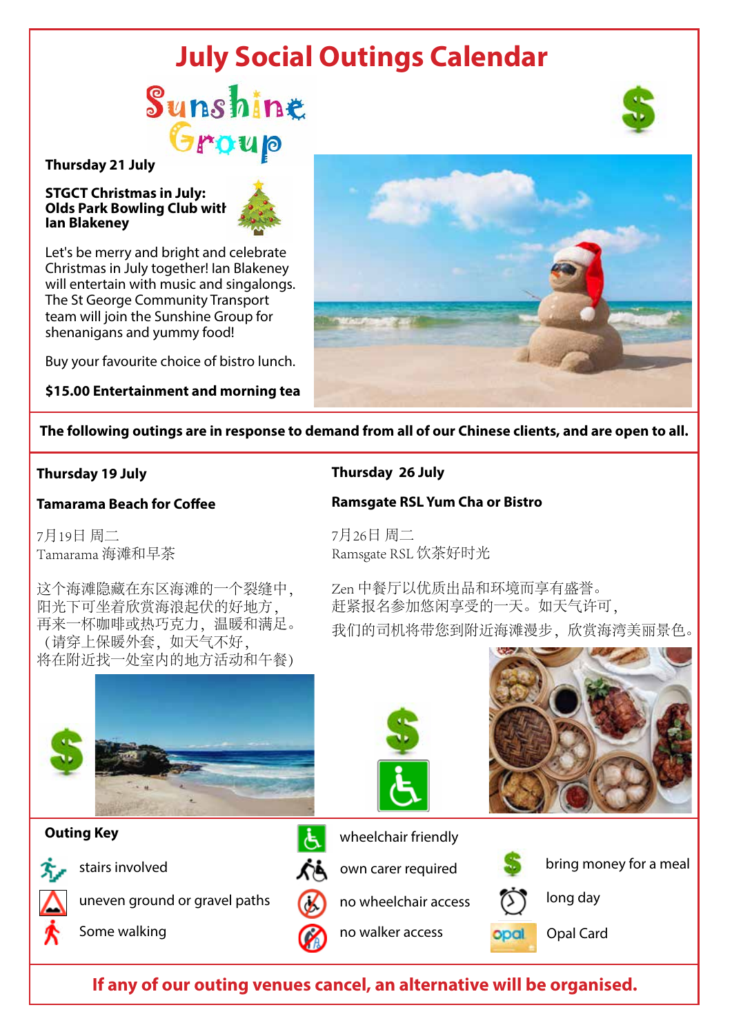# July Social Outings Calendar

**Sunshine Group**

**Thursday 21 July**

**STGCT Christmas in July: Olds Park Bowling Club with Ian Blakeney**

Let's be merry and bright and celebrate Christmas in July together! Ian Blakeney will entertain with music and singalongs. The St George Community Transport team will join the Sunshine Group for shenanigans and yummy food!

Buy your favourite choice of bistro lunch.

**$15.00 Entertainment and morning tea**

**The following outings are in response to demand from all of our Chinese clients, and are open to all.**

**Thursday 19 July**

**Tamarama Beach for Coffee**

7月19日 周二
Tamarama 海滩和早茶

这个海滩隐藏在东区海滩的一个裂缝中，
阳光下可坐着欣赏海浪起伏的好地方，
再来一杯咖啡或热巧克力，温暖和满足。
（请穿上保暖外套，如天气不好，
将在附近找一处室内的地方活动和午餐）

**Thursday 26 July**

**Ramsgate RSL Yum Cha or Bistro**

7月26日 周二
Ramsgate RSL 饮茶好时光

Zen 中餐厅以优质出品和环境而享有盛誉。
赶紧报名参加您闲享受的一天。如天气许可，
我们的司机将带您到附近海滩漫步，欣赏海湾美丽景色。

**Outing Key**

- stairs involved
- uneven ground or gravel paths
- Some walking
- wheelchair friendly
- own carer required
- no wheelchair access
- no walker access
- bring money for a meal
- long day
- Opal Card

**If any of our outing venues cancel, an alternative will be organised.**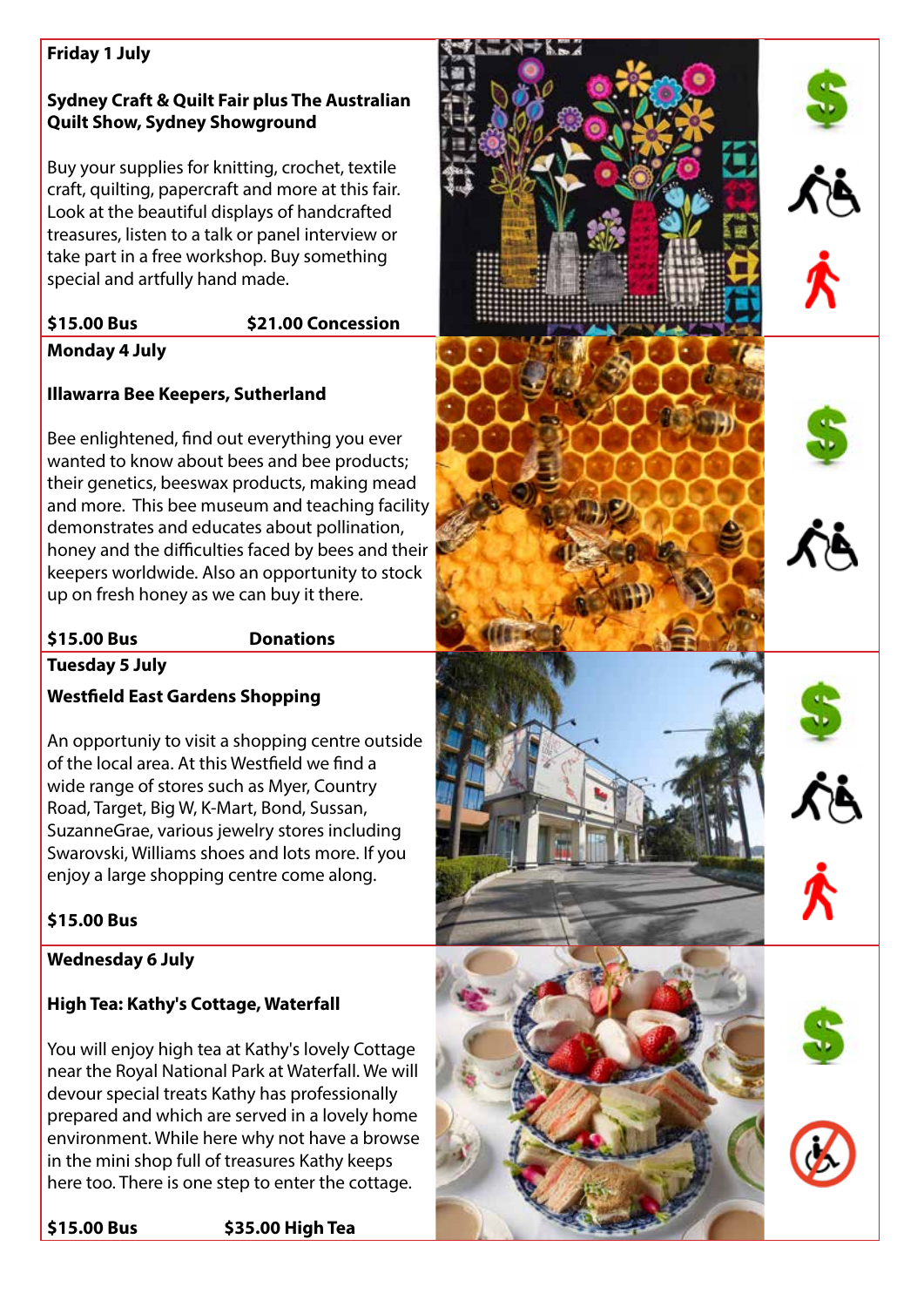**Friday 1 July**

**Sydney Craft & Quilt Fair plus The Australian Quilt Show, Sydney Showground**

Buy your supplies for knitting, crochet, textile craft, quilting, papercraft and more at this fair. Look at the beautiful displays of handcrafted treasures, listen to a talk or panel interview or take part in a free workshop. Buy something special and artfully hand made.

**$15.00 Bus** **$21.00 Concession**

**Monday 4 July**

**Illawarra Bee Keepers, Sutherland**

Bee enlightened, find out everything you ever wanted to know about bees and bee products; their genetics, beeswax products, making mead and more. This bee museum and teaching facility demonstrates and educates about pollination, honey and the difficulties faced by bees and their keepers worldwide. Also an opportunity to stock up on fresh honey as we can buy it there.

**$15.00 Bus** **Donations**

**Tuesday 5 July**

**Westfield East Gardens Shopping**

An opportuniy to visit a shopping centre outside of the local area. At this Westfield we find a wide range of stores such as Myer, Country Road, Target, Big W, K-Mart, Bond, Sussan, SuzanneGrae, various jewelry stores including Swarovski, Williams shoes and lots more. If you enjoy a large shopping centre come along.

**$15.00 Bus**

**Wednesday 6 July**

**High Tea: Kathy's Cottage, Waterfall**

You will enjoy high tea at Kathy's lovely Cottage near the Royal National Park at Waterfall. We will devour special treats Kathy has professionally prepared and which are served in a lovely home environment. While here why not have a browse in the mini shop full of treasures Kathy keeps here too. There is one step to enter the cottage.

**$15.00 Bus** **$35.00 High Tea**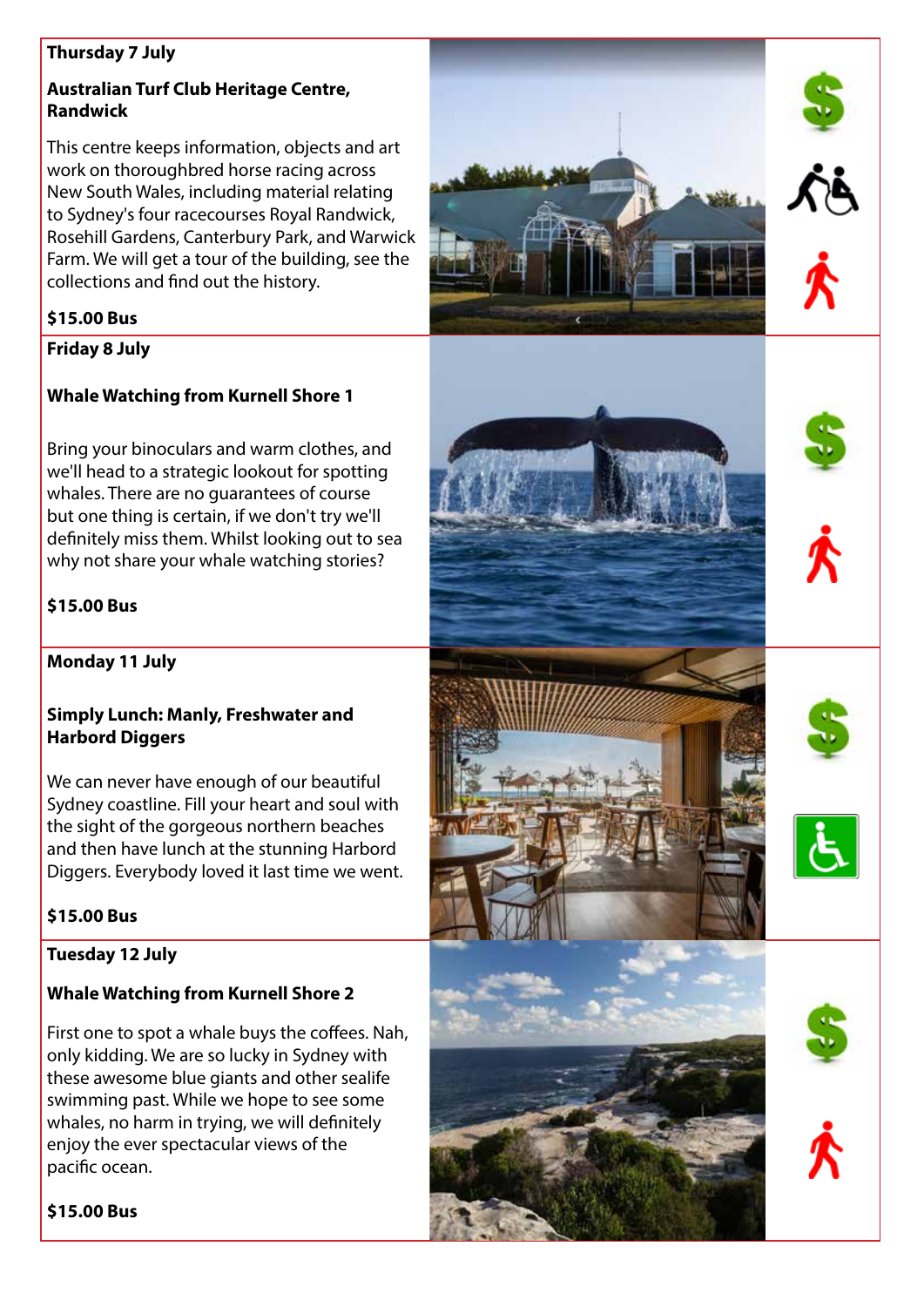**Thursday 7 July**

**Australian Turf Club Heritage Centre, Randwick**

This centre keeps information, objects and art work on thoroughbred horse racing across New South Wales, including material relating to Sydney's four racecourses Royal Randwick, Rosehill Gardens, Canterbury Park, and Warwick Farm. We will get a tour of the building, see the collections and find out the history.

**$15.00 Bus**

**Friday 8 July**

**Whale Watching from Kurnell Shore 1**

Bring your binoculars and warm clothes, and we'll head to a strategic lookout for spotting whales. There are no guarantees of course but one thing is certain, if we don't try we'll definitely miss them. Whilst looking out to sea why not share your whale watching stories?

**$15.00 Bus**

**Monday 11 July**

**Simply Lunch: Manly, Freshwater and Harbord Diggers**

We can never have enough of our beautiful Sydney coastline. Fill your heart and soul with the sight of the gorgeous northern beaches and then have lunch at the stunning Harbord Diggers. Everybody loved it last time we went.

**$15.00 Bus**

**Tuesday 12 July**

**Whale Watching from Kurnell Shore 2**

First one to spot a whale buys the coffees. Nah, only kidding. We are so lucky in Sydney with these awesome blue giants and other sealife swimming past. While we hope to see some whales, no harm in trying, we will definitely enjoy the ever spectacular views of the pacific ocean.

**$15.00 Bus**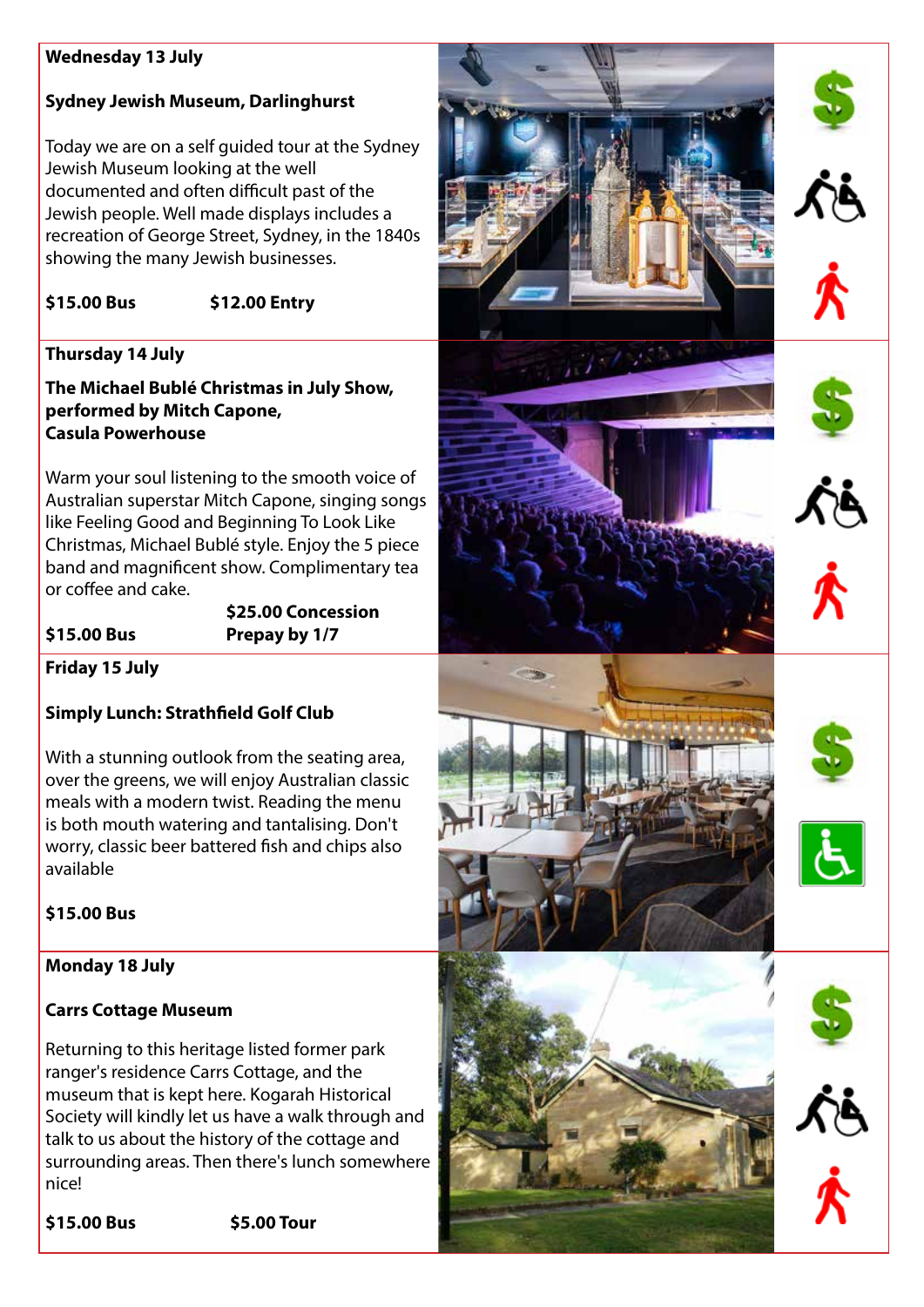**Wednesday 13 July**

**Sydney Jewish Museum, Darlinghurst**

Today we are on a self guided tour at the Sydney Jewish Museum looking at the well documented and often difficult past of the Jewish people. Well made displays includes a recreation of George Street, Sydney, in the 1840s showing the many Jewish businesses.

**$15.00 Bus** **$12.00 Entry**

**Thursday 14 July**

**The Michael Bublé Christmas in July Show, performed by Mitch Capone, Casula Powerhouse**

Warm your soul listening to the smooth voice of Australian superstar Mitch Capone, singing songs like Feeling Good and Beginning To Look Like Christmas, Michael Bublé style. Enjoy the 5 piece band and magnificent show. Complimentary tea or coffee and cake.

**$15.00 Bus** **$25.00 Concession Prepay by 1/7**

**Friday 15 July**

**Simply Lunch: Strathfield Golf Club**

With a stunning outlook from the seating area, over the greens, we will enjoy Australian classic meals with a modern twist. Reading the menu is both mouth watering and tantalising. Don't worry, classic beer battered fish and chips also available

**$15.00 Bus**

**Monday 18 July**

**Carrs Cottage Museum**

Returning to this heritage listed former park ranger's residence Carrs Cottage, and the museum that is kept here. Kogarah Historical Society will kindly let us have a walk through and talk to us about the history of the cottage and surrounding areas. Then there's lunch somewhere nice!

**$15.00 Bus** **$5.00 Tour**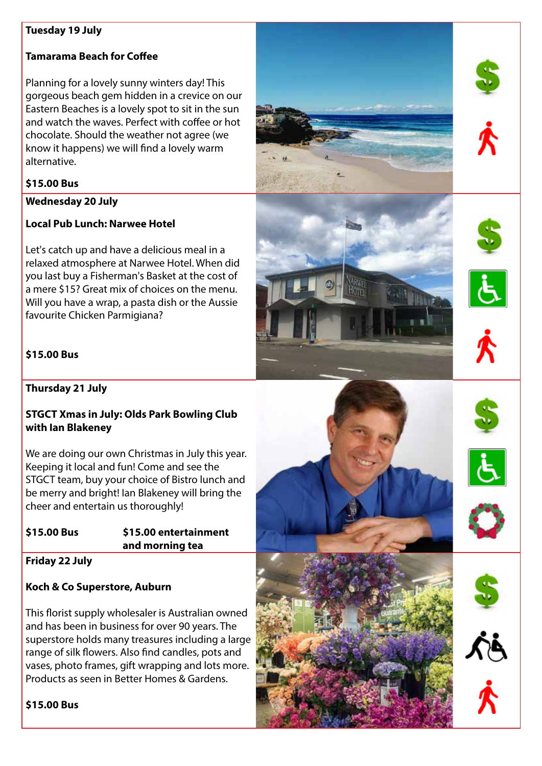**Tuesday 19 July**

**Tamarama Beach for Coffee**

Planning for a lovely sunny winters day! This gorgeous beach gem hidden in a crevice on our Eastern Beaches is a lovely spot to sit in the sun and watch the waves. Perfect with coffee or hot chocolate. Should the weather not agree (we know it happens) we will find a lovely warm alternative.

**$15.00 Bus**

**Wednesday 20 July**

**Local Pub Lunch: Narwee Hotel**

Let's catch up and have a delicious meal in a relaxed atmosphere at Narwee Hotel. When did you last buy a Fisherman's Basket at the cost of a mere $15? Great mix of choices on the menu. Will you have a wrap, a pasta dish or the Aussie favourite Chicken Parmigiana?

**$15.00 Bus**

**Thursday 21 July**

**STGCT Xmas in July: Olds Park Bowling Club with Ian Blakeney**

We are doing our own Christmas in July this year. Keeping it local and fun! Come and see the STGCT team, buy your choice of Bistro lunch and be merry and bright! Ian Blakeney will bring the cheer and entertain us thoroughly!

**$15.00 Bus** **$15.00 entertainment and morning tea**

**Friday 22 July**

**Koch & Co Superstore, Auburn**

This florist supply wholesaler is Australian owned and has been in business for over 90 years. The superstore holds many treasures including a large range of silk flowers. Also find candles, pots and vases, photo frames, gift wrapping and lots more. Products as seen in Better Homes & Gardens.

**$15.00 Bus**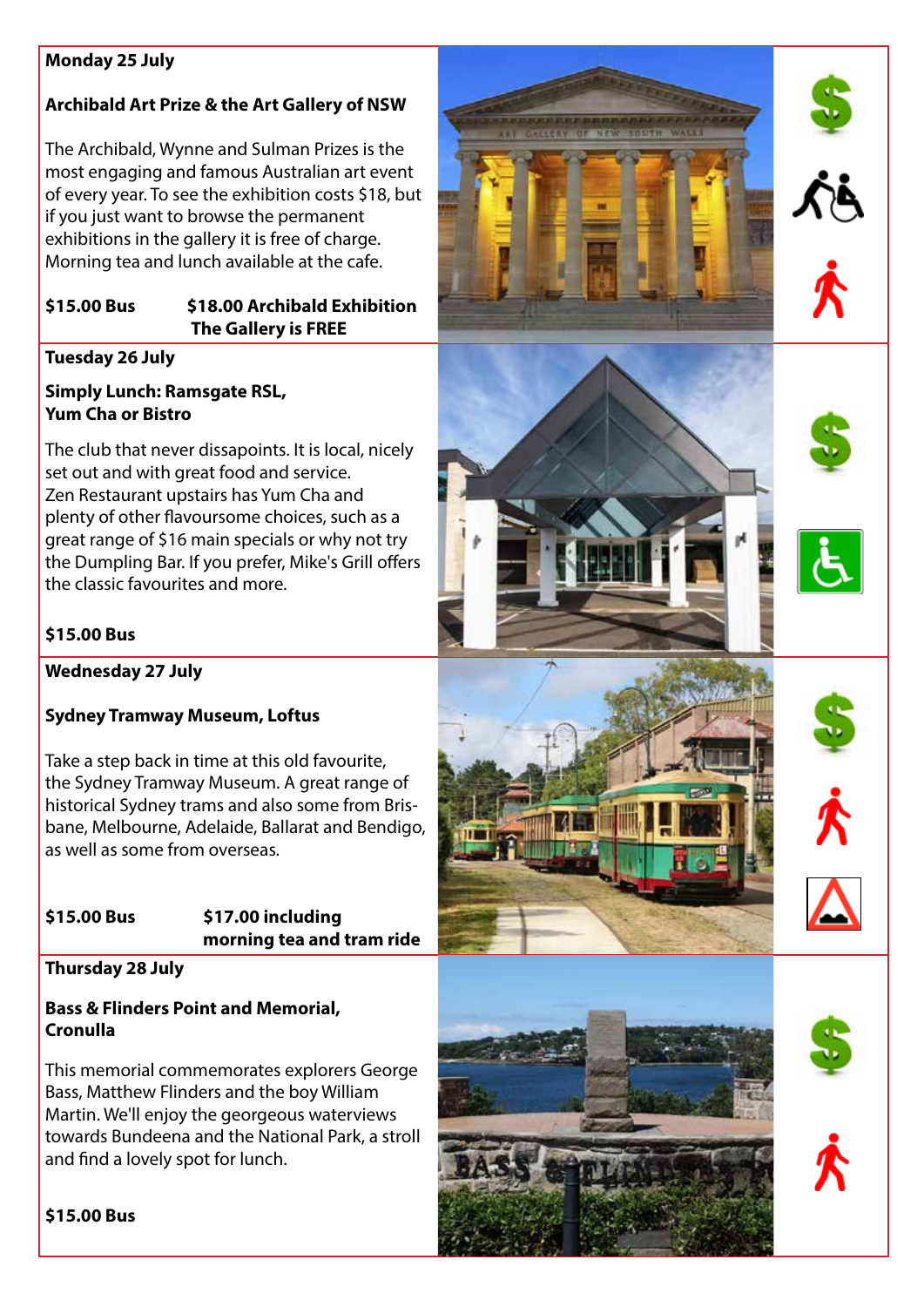**Monday 25 July**

**Archibald Art Prize & the Art Gallery of NSW**

The Archibald, Wynne and Sulman Prizes is the most engaging and famous Australian art event of every year. To see the exhibition costs $18, but if you just want to browse the permanent exhibitions in the gallery it is free of charge. Morning tea and lunch available at the cafe.

**$15.00 Bus** **$18.00 Archibald Exhibition**
**The Gallery is FREE**

**Tuesday 26 July**

**Simply Lunch: Ramsgate RSL, Yum Cha or Bistro**

The club that never dissapoints. It is local, nicely set out and with great food and service. Zen Restaurant upstairs has Yum Cha and plenty of other flavoursome choices, such as a great range of $16 main specials or why not try the Dumpling Bar. If you prefer, Mike's Grill offers the classic favourites and more.

**$15.00 Bus**

**Wednesday 27 July**

**Sydney Tramway Museum, Loftus**

Take a step back in time at this old favourite, the Sydney Tramway Museum. A great range of historical Sydney trams and also some from Brisbane, Melbourne, Adelaide, Ballarat and Bendigo, as well as some from overseas.

**$15.00 Bus** **$17.00 including morning tea and tram ride**

**Thursday 28 July**

**Bass & Flinders Point and Memorial, Cronulla**

This memorial commemorates explorers George Bass, Matthew Flinders and the boy William Martin. We'll enjoy the georgeous waterviews towards Bundeena and the National Park, a stroll and find a lovely spot for lunch.

**$15.00 Bus**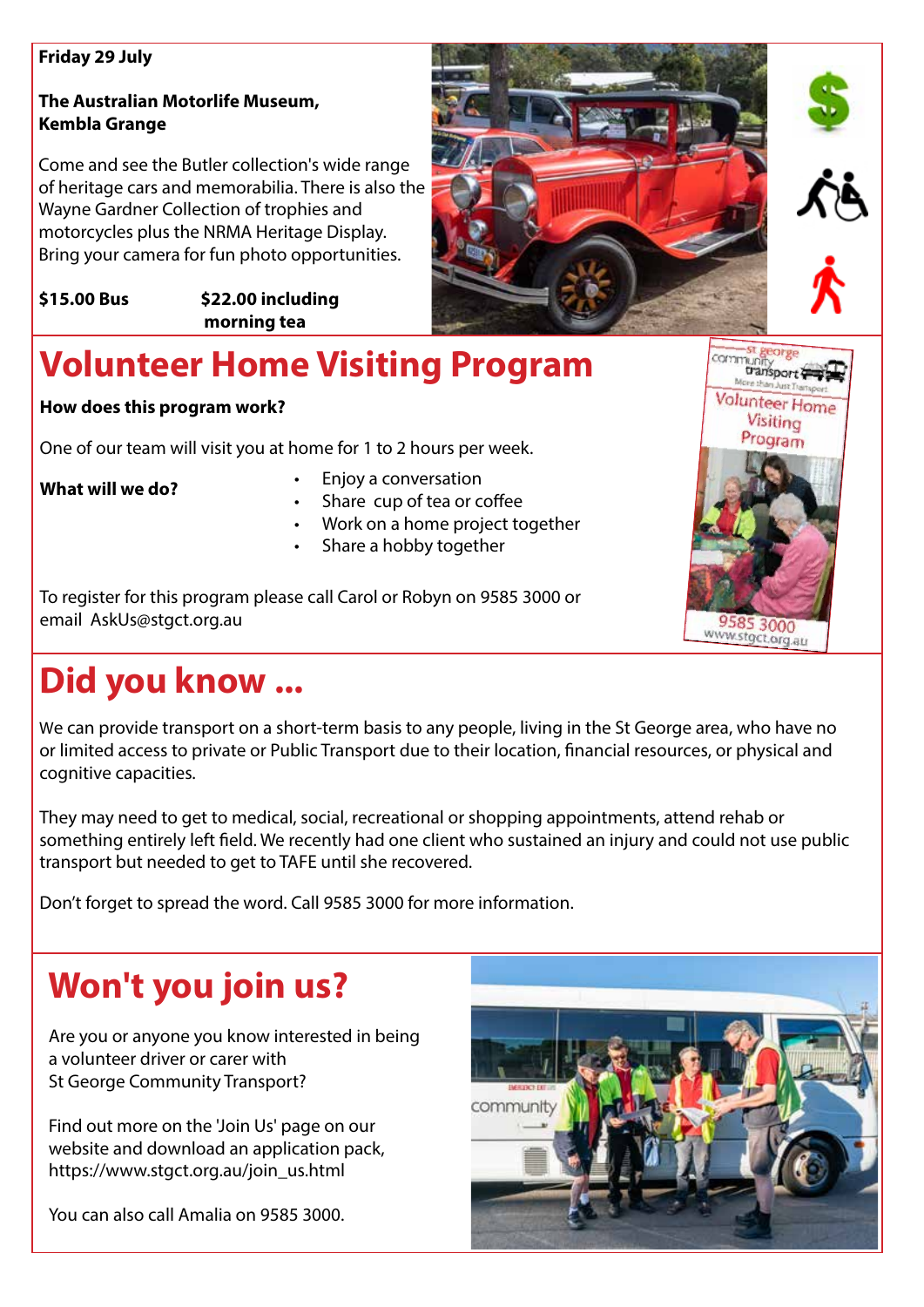**Friday 29 July**

**The Australian Motorlife Museum, Kembla Grange**

Come and see the Butler collection's wide range of heritage cars and memorabilia. There is also the Wayne Gardner Collection of trophies and motorcycles plus the NRMA Heritage Display. Bring your camera for fun photo opportunities.

**$15.00 Bus** **$22.00 including morning tea**

# Volunteer Home Visiting Program

**How does this program work?**

One of our team will visit you at home for 1 to 2 hours per week.

**What will we do?**

- Enjoy a conversation
- Share cup of tea or coffee
- Work on a home project together
- Share a hobby together

To register for this program please call Carol or Robyn on 9585 3000 or email AskUs@stgct.org.au

# Did you know ...

We can provide transport on a short-term basis to any people, living in the St George area, who have no or limited access to private or Public Transport due to their location, financial resources, or physical and cognitive capacities.

They may need to get to medical, social, recreational or shopping appointments, attend rehab or something entirely left field. We recently had one client who sustained an injury and could not use public transport but needed to get to TAFE until she recovered.

Don't forget to spread the word. Call 9585 3000 for more information.

# Won't you join us?

Are you or anyone you know interested in being a volunteer driver or carer with St George Community Transport?

Find out more on the 'Join Us' page on our website and download an application pack, https://www.stgct.org.au/join_us.html

You can also call Amalia on 9585 3000.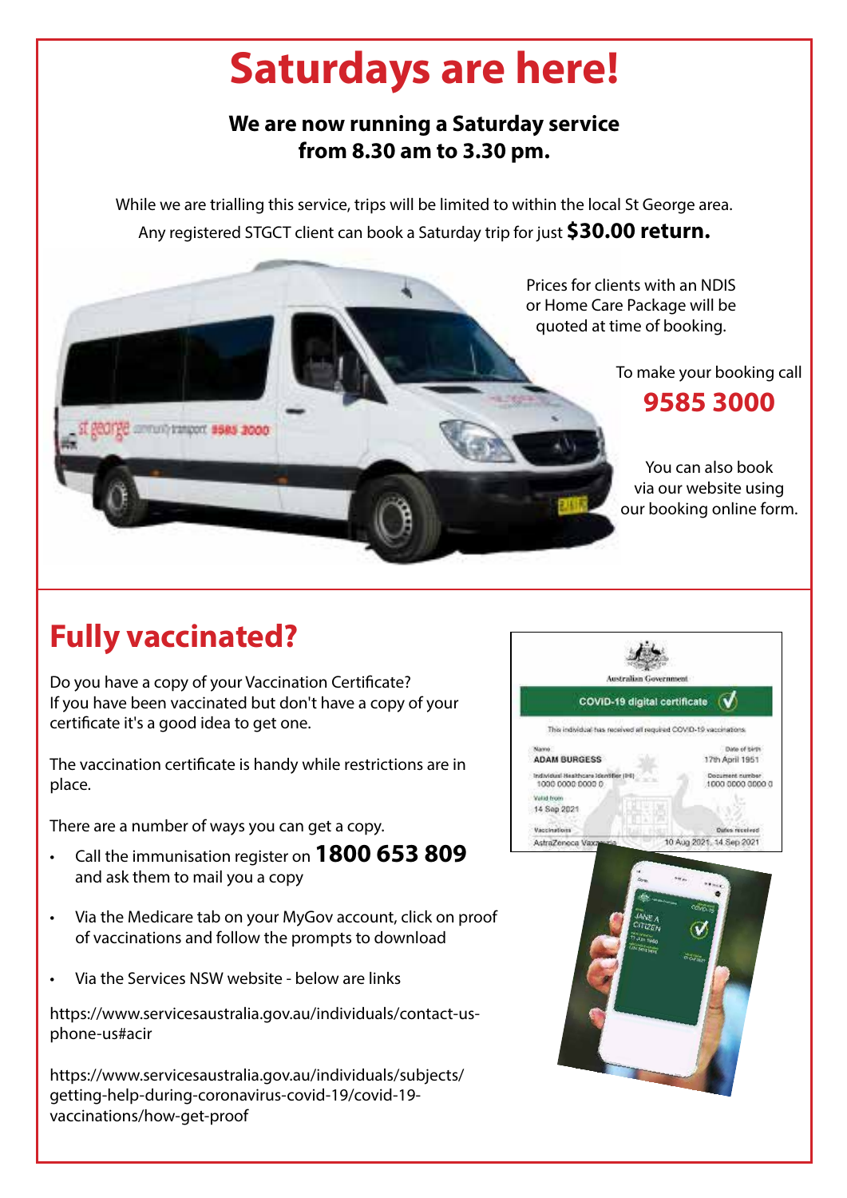# Saturdays are here!

**We are now running a Saturday service from 8.30 am to 3.30 pm.**

While we are trialling this service, trips will be limited to within the local St George area. Any registered STGCT client can book a Saturday trip for just **$30.00 return.**

Prices for clients with an NDIS or Home Care Package will be quoted at time of booking.

To make your booking call

**9585 3000**

You can also book via our website using our booking online form.

## Fully vaccinated?

Do you have a copy of your Vaccination Certificate? If you have been vaccinated but don't have a copy of your certificate it's a good idea to get one.

The vaccination certificate is handy while restrictions are in place.

There are a number of ways you can get a copy.

- Call the immunisation register on **1800 653 809** and ask them to mail you a copy
- Via the Medicare tab on your MyGov account, click on proof of vaccinations and follow the prompts to download
- Via the Services NSW website - below are links

https://www.servicesaustralia.gov.au/individuals/contact-us-phone-us#acir

https://www.servicesaustralia.gov.au/individuals/subjects/getting-help-during-coronavirus-covid-19/covid-19-vaccinations/how-get-proof